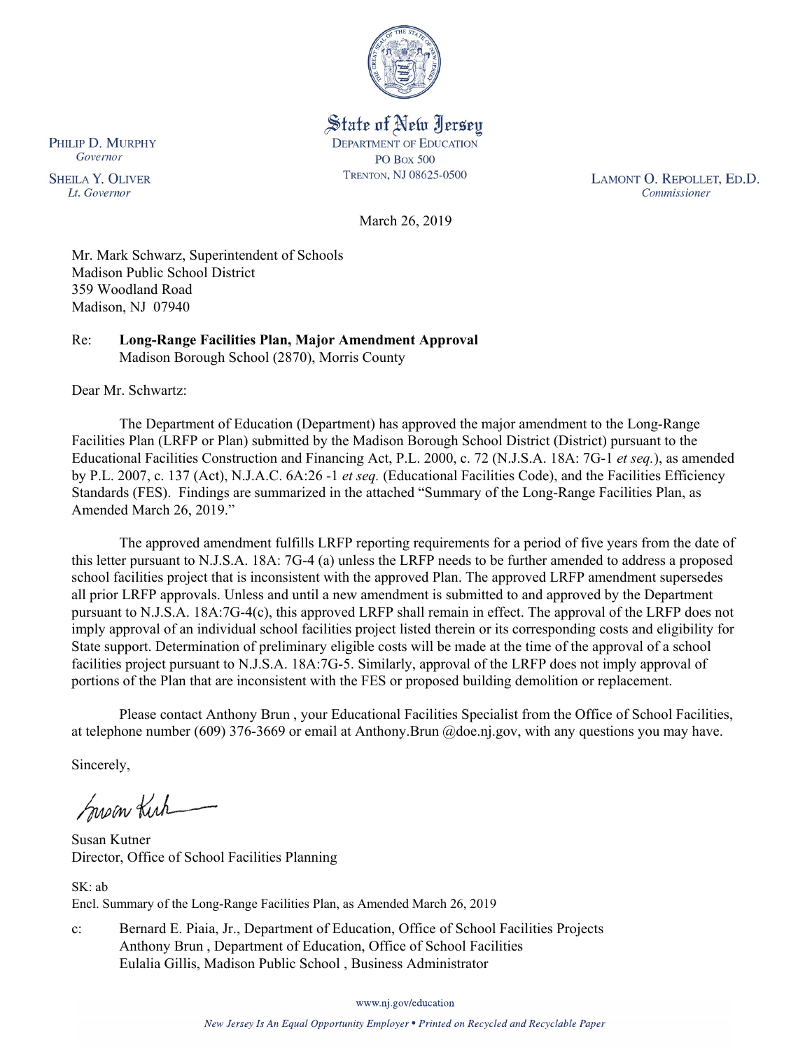State of New Jersey
DEPARTMENT OF EDUCATION
PO BOX 500
TRENTON, NJ 08625-0500

PHILIP D. MURPHY
*Governor*

SHEILA Y. OLIVER
*Lt. Governor*

LAMONT O. REPOLLET, ED.D.
*Commissioner*

March 26, 2019

Mr. Mark Schwarz, Superintendent of Schools
Madison Public School District
359 Woodland Road
Madison, NJ 07940

Re: **Long-Range Facilities Plan, Major Amendment Approval**
Madison Borough School (2870), Morris County

Dear Mr. Schwartz:

The Department of Education (Department) has approved the major amendment to the Long-Range Facilities Plan (LRFP or Plan) submitted by the Madison Borough School District (District) pursuant to the Educational Facilities Construction and Financing Act, P.L. 2000, c. 72 (N.J.S.A. 18A: 7G-1 *et seq.*), as amended by P.L. 2007, c. 137 (Act), N.J.A.C. 6A:26 -1 *et seq.* (Educational Facilities Code), and the Facilities Efficiency Standards (FES). Findings are summarized in the attached "Summary of the Long-Range Facilities Plan, as Amended March 26, 2019."

The approved amendment fulfills LRFP reporting requirements for a period of five years from the date of this letter pursuant to N.J.S.A. 18A: 7G-4 (a) unless the LRFP needs to be further amended to address a proposed school facilities project that is inconsistent with the approved Plan. The approved LRFP amendment supersedes all prior LRFP approvals. Unless and until a new amendment is submitted to and approved by the Department pursuant to N.J.S.A. 18A:7G-4(c), this approved LRFP shall remain in effect. The approval of the LRFP does not imply approval of an individual school facilities project listed therein or its corresponding costs and eligibility for State support. Determination of preliminary eligible costs will be made at the time of the approval of a school facilities project pursuant to N.J.S.A. 18A:7G-5. Similarly, approval of the LRFP does not imply approval of portions of the Plan that are inconsistent with the FES or proposed building demolition or replacement.

Please contact Anthony Brun , your Educational Facilities Specialist from the Office of School Facilities, at telephone number (609) 376-3669 or email at Anthony.Brun @doe.nj.gov, with any questions you may have.

Sincerely,

Susan Kutner
Director, Office of School Facilities Planning

SK: ab
Encl. Summary of the Long-Range Facilities Plan, as Amended March 26, 2019

c: Bernard E. Piaia, Jr., Department of Education, Office of School Facilities Projects
Anthony Brun , Department of Education, Office of School Facilities
Eulalia Gillis, Madison Public School , Business Administrator

www.nj.gov/education

*New Jersey Is An Equal Opportunity Employer • Printed on Recycled and Recyclable Paper*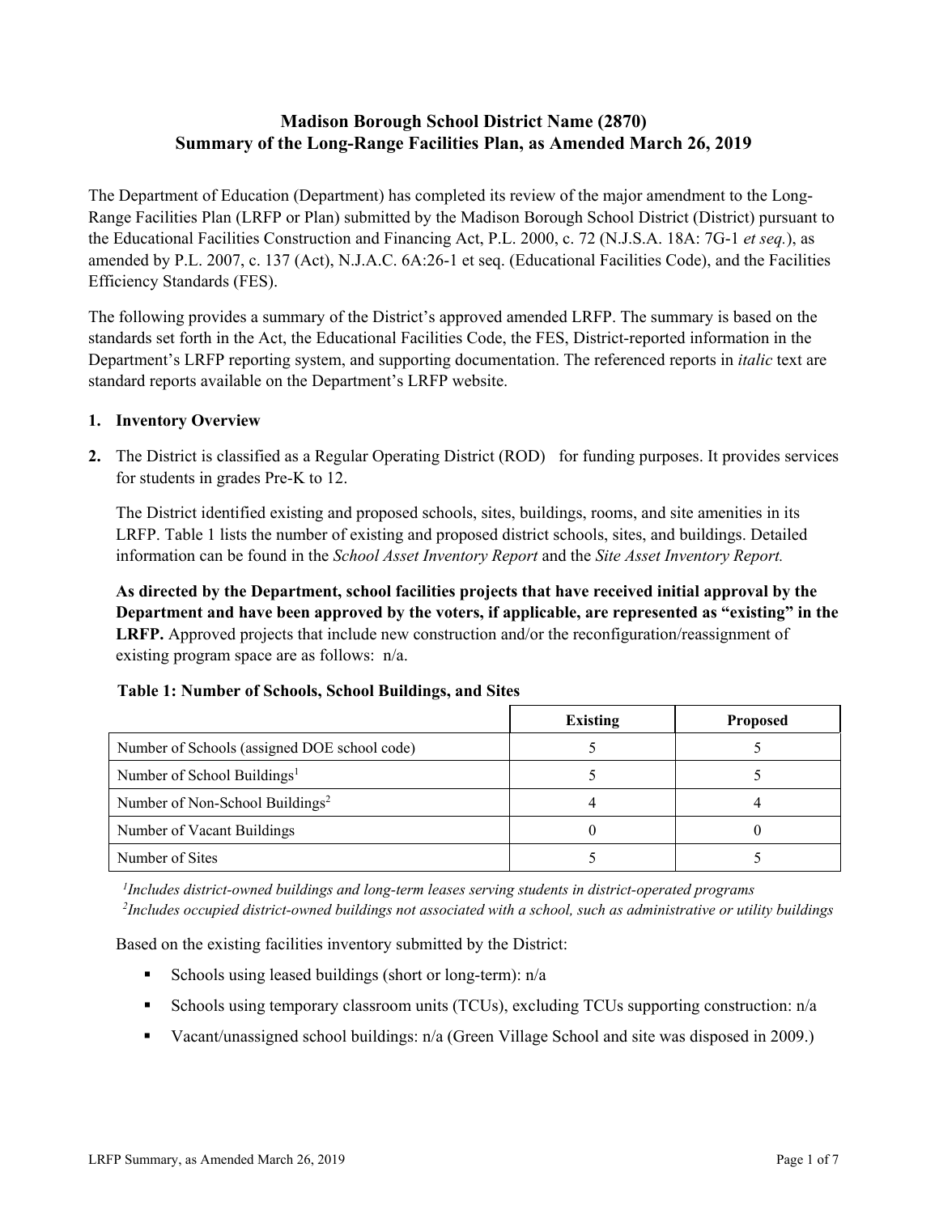# Madison Borough School District Name (2870)
# Summary of the Long-Range Facilities Plan, as Amended March 26, 2019

The Department of Education (Department) has completed its review of the major amendment to the Long-Range Facilities Plan (LRFP or Plan) submitted by the Madison Borough School District (District) pursuant to the Educational Facilities Construction and Financing Act, P.L. 2000, c. 72 (N.J.S.A. 18A: 7G-1 *et seq.*), as amended by P.L. 2007, c. 137 (Act), N.J.A.C. 6A:26-1 et seq. (Educational Facilities Code), and the Facilities Efficiency Standards (FES).

The following provides a summary of the District's approved amended LRFP. The summary is based on the standards set forth in the Act, the Educational Facilities Code, the FES, District-reported information in the Department's LRFP reporting system, and supporting documentation. The referenced reports in *italic* text are standard reports available on the Department's LRFP website.

1. **Inventory Overview**

2. The District is classified as a Regular Operating District (ROD) for funding purposes. It provides services for students in grades Pre-K to 12.

The District identified existing and proposed schools, sites, buildings, rooms, and site amenities in its LRFP. Table 1 lists the number of existing and proposed district schools, sites, and buildings. Detailed information can be found in the *School Asset Inventory Report* and the *Site Asset Inventory Report.*

**As directed by the Department, school facilities projects that have received initial approval by the Department and have been approved by the voters, if applicable, are represented as "existing" in the LRFP.** Approved projects that include new construction and/or the reconfiguration/reassignment of existing program space are as follows: n/a.

**Table 1: Number of Schools, School Buildings, and Sites**

| | Existing | Proposed |
|---|---|---|
| Number of Schools (assigned DOE school code) | 5 | 5 |
| Number of School Buildings[1] | 5 | 5 |
| Number of Non-School Buildings[2] | 4 | 4 |
| Number of Vacant Buildings | 0 | 0 |
| Number of Sites | 5 | 5 |

*[1]Includes district-owned buildings and long-term leases serving students in district-operated programs*
*[2]Includes occupied district-owned buildings not associated with a school, such as administrative or utility buildings*

Based on the existing facilities inventory submitted by the District:

- Schools using leased buildings (short or long-term): n/a
- Schools using temporary classroom units (TCUs), excluding TCUs supporting construction: n/a
- Vacant/unassigned school buildings: n/a (Green Village School and site was disposed in 2009.)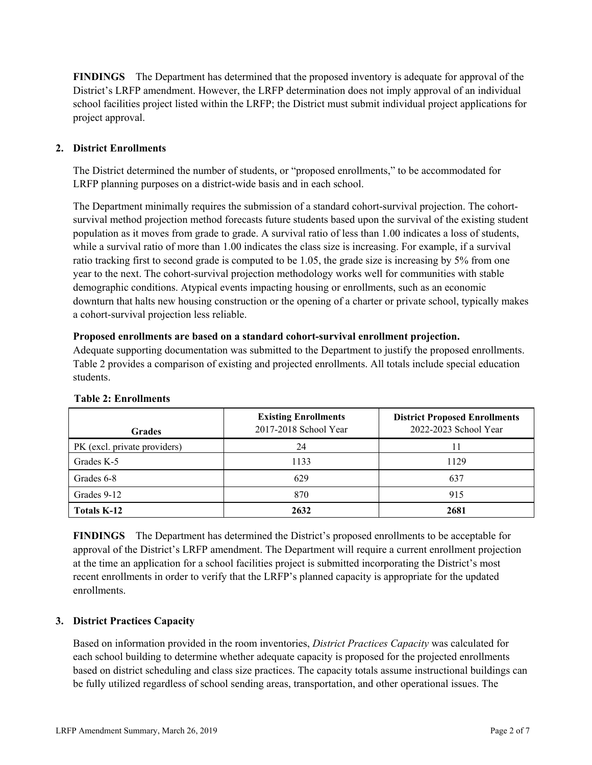**FINDINGS** The Department has determined that the proposed inventory is adequate for approval of the District's LRFP amendment. However, the LRFP determination does not imply approval of an individual school facilities project listed within the LRFP; the District must submit individual project applications for project approval.

## 2. District Enrollments

The District determined the number of students, or "proposed enrollments," to be accommodated for LRFP planning purposes on a district-wide basis and in each school.

The Department minimally requires the submission of a standard cohort-survival projection. The cohort-survival method projection method forecasts future students based upon the survival of the existing student population as it moves from grade to grade. A survival ratio of less than 1.00 indicates a loss of students, while a survival ratio of more than 1.00 indicates the class size is increasing. For example, if a survival ratio tracking first to second grade is computed to be 1.05, the grade size is increasing by 5% from one year to the next. The cohort-survival projection methodology works well for communities with stable demographic conditions. Atypical events impacting housing or enrollments, such as an economic downturn that halts new housing construction or the opening of a charter or private school, typically makes a cohort-survival projection less reliable.

**Proposed enrollments are based on a standard cohort-survival enrollment projection.**
Adequate supporting documentation was submitted to the Department to justify the proposed enrollments. Table 2 provides a comparison of existing and projected enrollments. All totals include special education students.

**Table 2: Enrollments**

| Grades | Existing Enrollments 2017-2018 School Year | District Proposed Enrollments 2022-2023 School Year |
|---|---|---|
| PK (excl. private providers) | 24 | 11 |
| Grades K-5 | 1133 | 1129 |
| Grades 6-8 | 629 | 637 |
| Grades 9-12 | 870 | 915 |
| **Totals K-12** | **2632** | **2681** |

**FINDINGS** The Department has determined the District's proposed enrollments to be acceptable for approval of the District's LRFP amendment. The Department will require a current enrollment projection at the time an application for a school facilities project is submitted incorporating the District's most recent enrollments in order to verify that the LRFP's planned capacity is appropriate for the updated enrollments.

## 3. District Practices Capacity

Based on information provided in the room inventories, *District Practices Capacity* was calculated for each school building to determine whether adequate capacity is proposed for the projected enrollments based on district scheduling and class size practices. The capacity totals assume instructional buildings can be fully utilized regardless of school sending areas, transportation, and other operational issues. The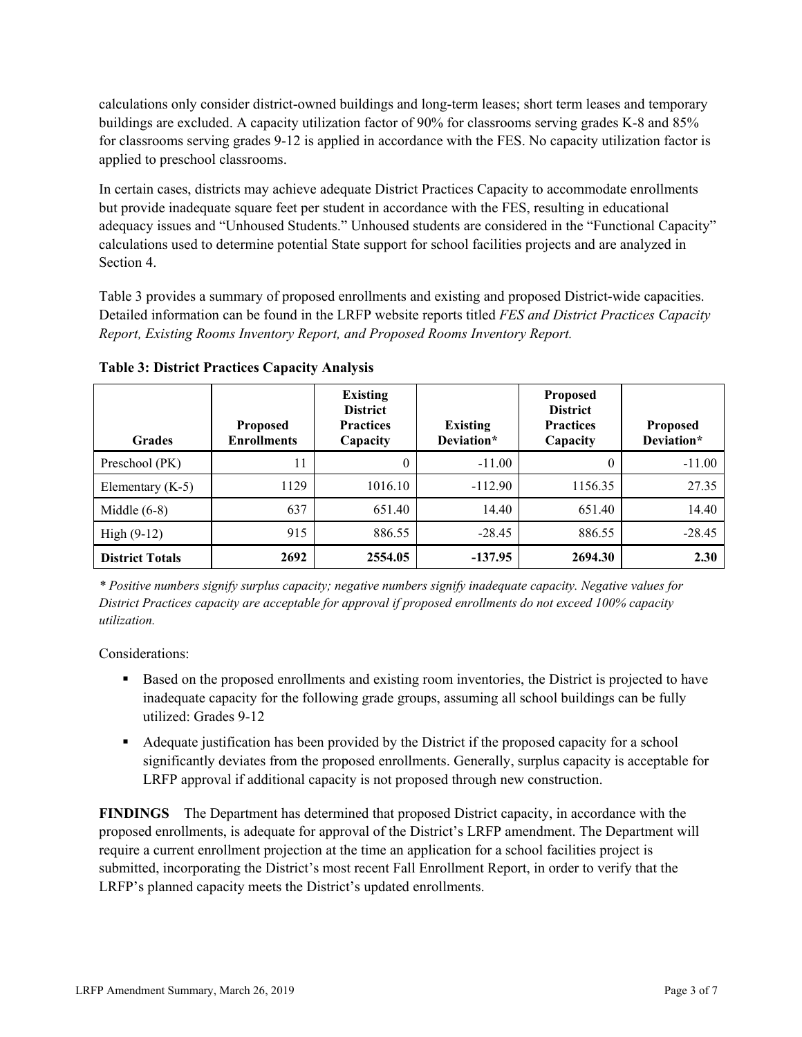calculations only consider district-owned buildings and long-term leases; short term leases and temporary buildings are excluded. A capacity utilization factor of 90% for classrooms serving grades K-8 and 85% for classrooms serving grades 9-12 is applied in accordance with the FES. No capacity utilization factor is applied to preschool classrooms.

In certain cases, districts may achieve adequate District Practices Capacity to accommodate enrollments but provide inadequate square feet per student in accordance with the FES, resulting in educational adequacy issues and "Unhoused Students." Unhoused students are considered in the "Functional Capacity" calculations used to determine potential State support for school facilities projects and are analyzed in Section 4.

Table 3 provides a summary of proposed enrollments and existing and proposed District-wide capacities. Detailed information can be found in the LRFP website reports titled *FES and District Practices Capacity Report, Existing Rooms Inventory Report, and Proposed Rooms Inventory Report.*

**Table 3: District Practices Capacity Analysis**

| Grades | Proposed Enrollments | Existing District Practices Capacity | Existing Deviation* | Proposed District Practices Capacity | Proposed Deviation* |
|---|---|---|---|---|---|
| Preschool (PK) | 11 | 0 | -11.00 | 0 | -11.00 |
| Elementary (K-5) | 1129 | 1016.10 | -112.90 | 1156.35 | 27.35 |
| Middle (6-8) | 637 | 651.40 | 14.40 | 651.40 | 14.40 |
| High (9-12) | 915 | 886.55 | -28.45 | 886.55 | -28.45 |
| **District Totals** | **2692** | **2554.05** | **-137.95** | **2694.30** | **2.30** |

*\* Positive numbers signify surplus capacity; negative numbers signify inadequate capacity. Negative values for District Practices capacity are acceptable for approval if proposed enrollments do not exceed 100% capacity utilization.*

Considerations:

- Based on the proposed enrollments and existing room inventories, the District is projected to have inadequate capacity for the following grade groups, assuming all school buildings can be fully utilized: Grades 9-12
- Adequate justification has been provided by the District if the proposed capacity for a school significantly deviates from the proposed enrollments. Generally, surplus capacity is acceptable for LRFP approval if additional capacity is not proposed through new construction.

**FINDINGS** The Department has determined that proposed District capacity, in accordance with the proposed enrollments, is adequate for approval of the District's LRFP amendment. The Department will require a current enrollment projection at the time an application for a school facilities project is submitted, incorporating the District's most recent Fall Enrollment Report, in order to verify that the LRFP's planned capacity meets the District's updated enrollments.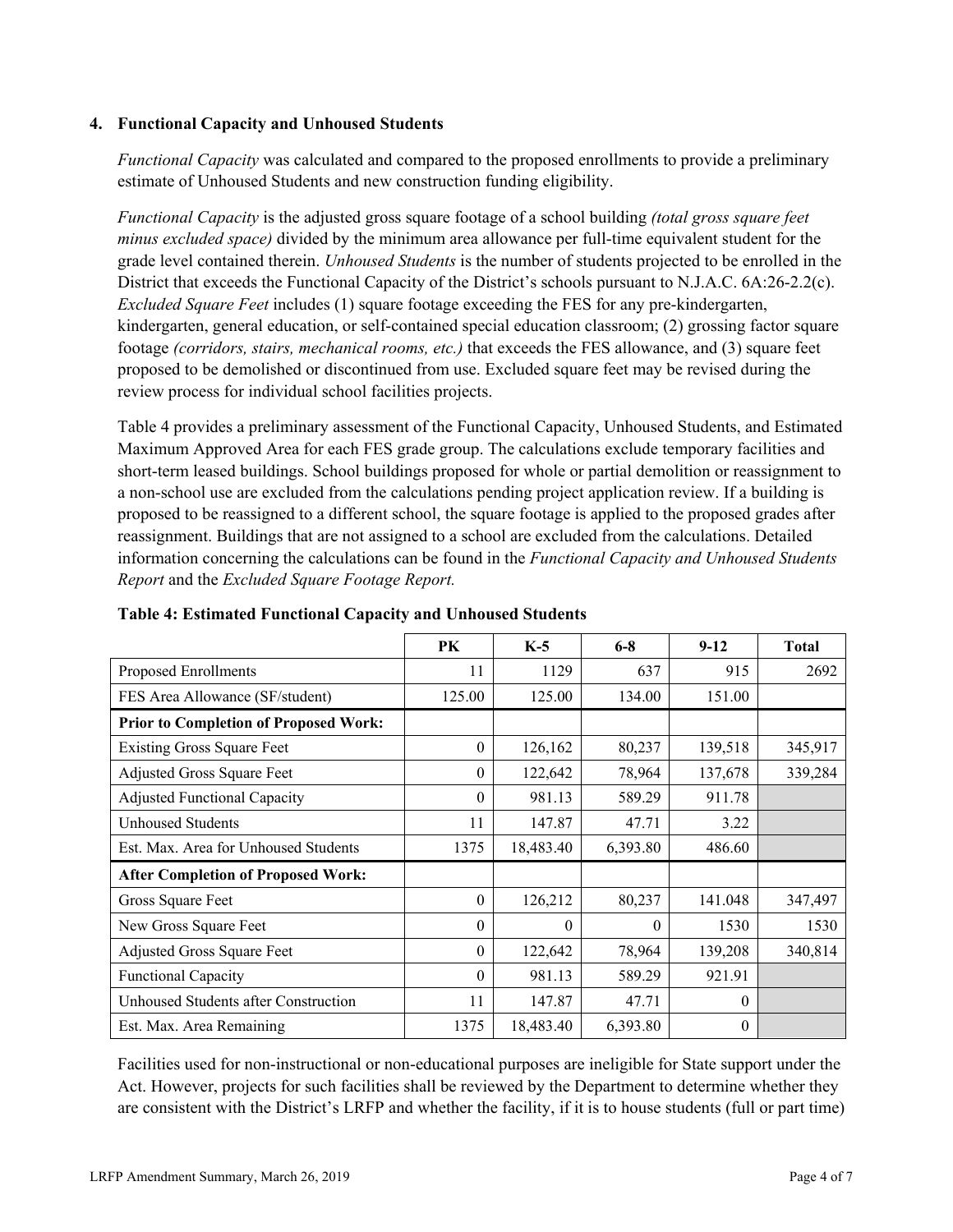## 4. Functional Capacity and Unhoused Students

*Functional Capacity* was calculated and compared to the proposed enrollments to provide a preliminary estimate of Unhoused Students and new construction funding eligibility.

*Functional Capacity* is the adjusted gross square footage of a school building *(total gross square feet minus excluded space)* divided by the minimum area allowance per full-time equivalent student for the grade level contained therein. *Unhoused Students* is the number of students projected to be enrolled in the District that exceeds the Functional Capacity of the District's schools pursuant to N.J.A.C. 6A:26-2.2(c). *Excluded Square Feet* includes (1) square footage exceeding the FES for any pre-kindergarten, kindergarten, general education, or self-contained special education classroom; (2) grossing factor square footage *(corridors, stairs, mechanical rooms, etc.)* that exceeds the FES allowance, and (3) square feet proposed to be demolished or discontinued from use. Excluded square feet may be revised during the review process for individual school facilities projects.

Table 4 provides a preliminary assessment of the Functional Capacity, Unhoused Students, and Estimated Maximum Approved Area for each FES grade group. The calculations exclude temporary facilities and short-term leased buildings. School buildings proposed for whole or partial demolition or reassignment to a non-school use are excluded from the calculations pending project application review. If a building is proposed to be reassigned to a different school, the square footage is applied to the proposed grades after reassignment. Buildings that are not assigned to a school are excluded from the calculations. Detailed information concerning the calculations can be found in the *Functional Capacity and Unhoused Students Report* and the *Excluded Square Footage Report.*

**Table 4: Estimated Functional Capacity and Unhoused Students**

| | PK | K-5 | 6-8 | 9-12 | Total |
|---|---|---|---|---|---|
| Proposed Enrollments | 11 | 1129 | 637 | 915 | 2692 |
| FES Area Allowance (SF/student) | 125.00 | 125.00 | 134.00 | 151.00 | |
| **Prior to Completion of Proposed Work:** | | | | | |
| Existing Gross Square Feet | 0 | 126,162 | 80,237 | 139,518 | 345,917 |
| Adjusted Gross Square Feet | 0 | 122,642 | 78,964 | 137,678 | 339,284 |
| Adjusted Functional Capacity | 0 | 981.13 | 589.29 | 911.78 | |
| Unhoused Students | 11 | 147.87 | 47.71 | 3.22 | |
| Est. Max. Area for Unhoused Students | 1375 | 18,483.40 | 6,393.80 | 486.60 | |
| **After Completion of Proposed Work:** | | | | | |
| Gross Square Feet | 0 | 126,212 | 80,237 | 141.048 | 347,497 |
| New Gross Square Feet | 0 | 0 | 0 | 1530 | 1530 |
| Adjusted Gross Square Feet | 0 | 122,642 | 78,964 | 139,208 | 340,814 |
| Functional Capacity | 0 | 981.13 | 589.29 | 921.91 | |
| Unhoused Students after Construction | 11 | 147.87 | 47.71 | 0 | |
| Est. Max. Area Remaining | 1375 | 18,483.40 | 6,393.80 | 0 | |

Facilities used for non-instructional or non-educational purposes are ineligible for State support under the Act. However, projects for such facilities shall be reviewed by the Department to determine whether they are consistent with the District's LRFP and whether the facility, if it is to house students (full or part time)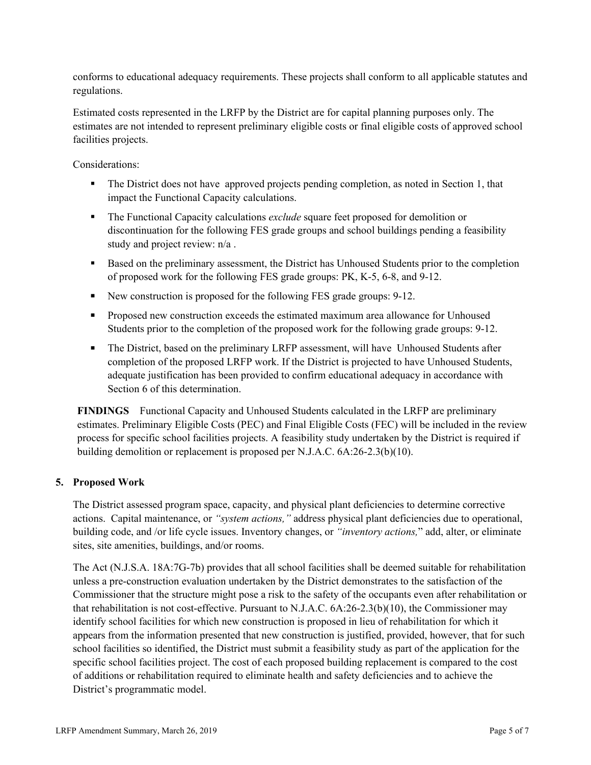conforms to educational adequacy requirements. These projects shall conform to all applicable statutes and regulations.

Estimated costs represented in the LRFP by the District are for capital planning purposes only. The estimates are not intended to represent preliminary eligible costs or final eligible costs of approved school facilities projects.

Considerations:

- The District does not have approved projects pending completion, as noted in Section 1, that impact the Functional Capacity calculations.
- The Functional Capacity calculations *exclude* square feet proposed for demolition or discontinuation for the following FES grade groups and school buildings pending a feasibility study and project review: n/a .
- Based on the preliminary assessment, the District has Unhoused Students prior to the completion of proposed work for the following FES grade groups: PK, K-5, 6-8, and 9-12.
- New construction is proposed for the following FES grade groups: 9-12.
- Proposed new construction exceeds the estimated maximum area allowance for Unhoused Students prior to the completion of the proposed work for the following grade groups: 9-12.
- The District, based on the preliminary LRFP assessment, will have Unhoused Students after completion of the proposed LRFP work. If the District is projected to have Unhoused Students, adequate justification has been provided to confirm educational adequacy in accordance with Section 6 of this determination.

**FINDINGS** Functional Capacity and Unhoused Students calculated in the LRFP are preliminary estimates. Preliminary Eligible Costs (PEC) and Final Eligible Costs (FEC) will be included in the review process for specific school facilities projects. A feasibility study undertaken by the District is required if building demolition or replacement is proposed per N.J.A.C. 6A:26-2.3(b)(10).

## 5. Proposed Work

The District assessed program space, capacity, and physical plant deficiencies to determine corrective actions. Capital maintenance, or *"system actions,"* address physical plant deficiencies due to operational, building code, and /or life cycle issues. Inventory changes, or *"inventory actions,"* add, alter, or eliminate sites, site amenities, buildings, and/or rooms.

The Act (N.J.S.A. 18A:7G-7b) provides that all school facilities shall be deemed suitable for rehabilitation unless a pre-construction evaluation undertaken by the District demonstrates to the satisfaction of the Commissioner that the structure might pose a risk to the safety of the occupants even after rehabilitation or that rehabilitation is not cost-effective. Pursuant to N.J.A.C. 6A:26-2.3(b)(10), the Commissioner may identify school facilities for which new construction is proposed in lieu of rehabilitation for which it appears from the information presented that new construction is justified, provided, however, that for such school facilities so identified, the District must submit a feasibility study as part of the application for the specific school facilities project. The cost of each proposed building replacement is compared to the cost of additions or rehabilitation required to eliminate health and safety deficiencies and to achieve the District's programmatic model.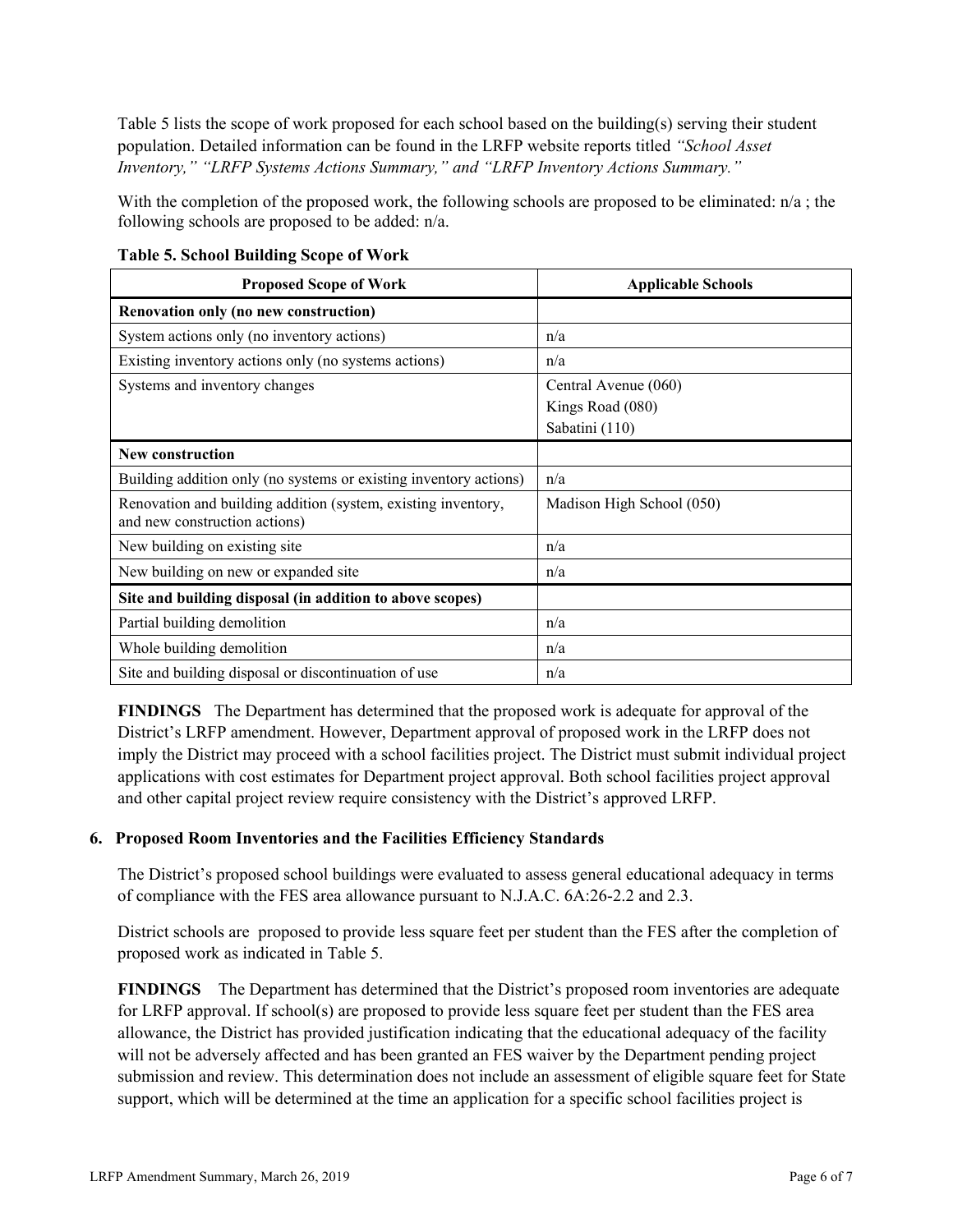Table 5 lists the scope of work proposed for each school based on the building(s) serving their student population. Detailed information can be found in the LRFP website reports titled *"School Asset Inventory," "LRFP Systems Actions Summary," and "LRFP Inventory Actions Summary."*

With the completion of the proposed work, the following schools are proposed to be eliminated: n/a ; the following schools are proposed to be added: n/a.

**Table 5. School Building Scope of Work**

| Proposed Scope of Work | Applicable Schools |
|---|---|
| **Renovation only (no new construction)** | |
| System actions only (no inventory actions) | n/a |
| Existing inventory actions only (no systems actions) | n/a |
| Systems and inventory changes | Central Avenue (060)<br>Kings Road (080)<br>Sabatini (110) |
| **New construction** | |
| Building addition only (no systems or existing inventory actions) | n/a |
| Renovation and building addition (system, existing inventory, and new construction actions) | Madison High School (050) |
| New building on existing site | n/a |
| New building on new or expanded site | n/a |
| **Site and building disposal (in addition to above scopes)** | |
| Partial building demolition | n/a |
| Whole building demolition | n/a |
| Site and building disposal or discontinuation of use | n/a |

**FINDINGS** The Department has determined that the proposed work is adequate for approval of the District's LRFP amendment. However, Department approval of proposed work in the LRFP does not imply the District may proceed with a school facilities project. The District must submit individual project applications with cost estimates for Department project approval. Both school facilities project approval and other capital project review require consistency with the District's approved LRFP.

### 6. Proposed Room Inventories and the Facilities Efficiency Standards

The District's proposed school buildings were evaluated to assess general educational adequacy in terms of compliance with the FES area allowance pursuant to N.J.A.C. 6A:26-2.2 and 2.3.

District schools are proposed to provide less square feet per student than the FES after the completion of proposed work as indicated in Table 5.

**FINDINGS** The Department has determined that the District's proposed room inventories are adequate for LRFP approval. If school(s) are proposed to provide less square feet per student than the FES area allowance, the District has provided justification indicating that the educational adequacy of the facility will not be adversely affected and has been granted an FES waiver by the Department pending project submission and review. This determination does not include an assessment of eligible square feet for State support, which will be determined at the time an application for a specific school facilities project is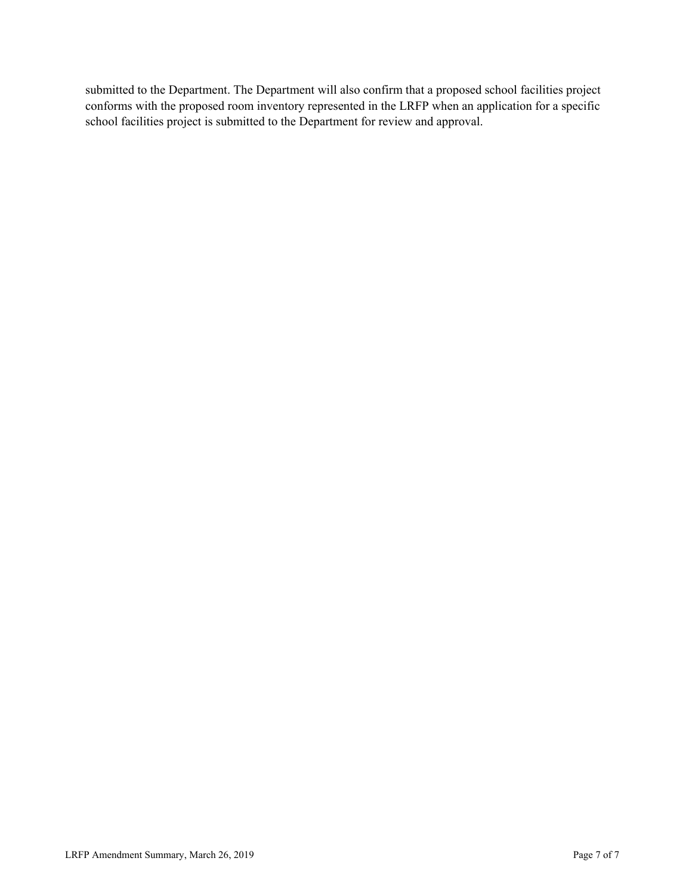submitted to the Department. The Department will also confirm that a proposed school facilities project conforms with the proposed room inventory represented in the LRFP when an application for a specific school facilities project is submitted to the Department for review and approval.